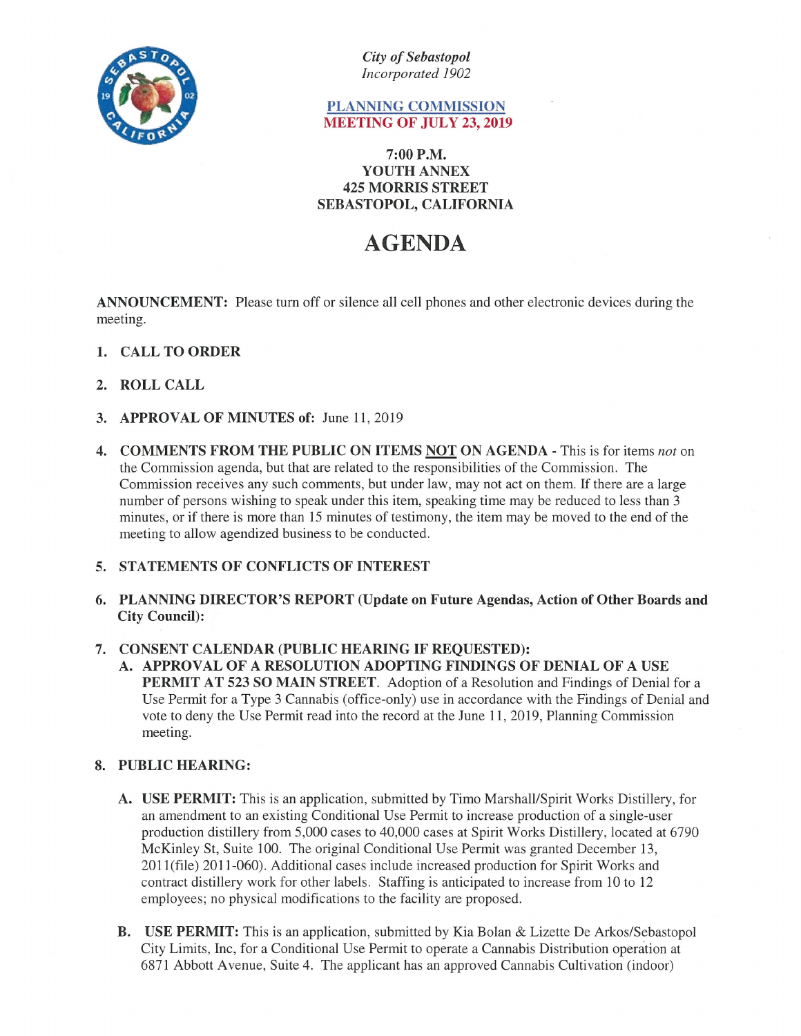*City of Sebastopol*
*Incorporated 1902*

**PLANNING COMMISSION**
**MEETING OF JULY 23, 2019**

**7:00 P.M.**
**YOUTH ANNEX**
**425 MORRIS STREET**
**SEBASTOPOL, CALIFORNIA**

# AGENDA

**ANNOUNCEMENT:** Please turn off or silence all cell phones and other electronic devices during the meeting.

1. **CALL TO ORDER**

2. **ROLL CALL**

3. **APPROVAL OF MINUTES of:** June 11, 2019

4. **COMMENTS FROM THE PUBLIC ON ITEMS NOT ON AGENDA -** This is for items *not* on the Commission agenda, but that are related to the responsibilities of the Commission. The Commission receives any such comments, but under law, may not act on them. If there are a large number of persons wishing to speak under this item, speaking time may be reduced to less than 3 minutes, or if there is more than 15 minutes of testimony, the item may be moved to the end of the meeting to allow agendized business to be conducted.

5. **STATEMENTS OF CONFLICTS OF INTEREST**

6. **PLANNING DIRECTOR'S REPORT (Update on Future Agendas, Action of Other Boards and City Council):**

7. **CONSENT CALENDAR (PUBLIC HEARING IF REQUESTED):**
   A. **APPROVAL OF A RESOLUTION ADOPTING FINDINGS OF DENIAL OF A USE PERMIT AT 523 SO MAIN STREET**. Adoption of a Resolution and Findings of Denial for a Use Permit for a Type 3 Cannabis (office-only) use in accordance with the Findings of Denial and vote to deny the Use Permit read into the record at the June 11, 2019, Planning Commission meeting.

8. **PUBLIC HEARING:**

   A. **USE PERMIT:** This is an application, submitted by Timo Marshall/Spirit Works Distillery, for an amendment to an existing Conditional Use Permit to increase production of a single-user production distillery from 5,000 cases to 40,000 cases at Spirit Works Distillery, located at 6790 McKinley St, Suite 100. The original Conditional Use Permit was granted December 13, 2011(file) 2011-060). Additional cases include increased production for Spirit Works and contract distillery work for other labels. Staffing is anticipated to increase from 10 to 12 employees; no physical modifications to the facility are proposed.

   B. **USE PERMIT:** This is an application, submitted by Kia Bolan & Lizette De Arkos/Sebastopol City Limits, Inc, for a Conditional Use Permit to operate a Cannabis Distribution operation at 6871 Abbott Avenue, Suite 4. The applicant has an approved Cannabis Cultivation (indoor)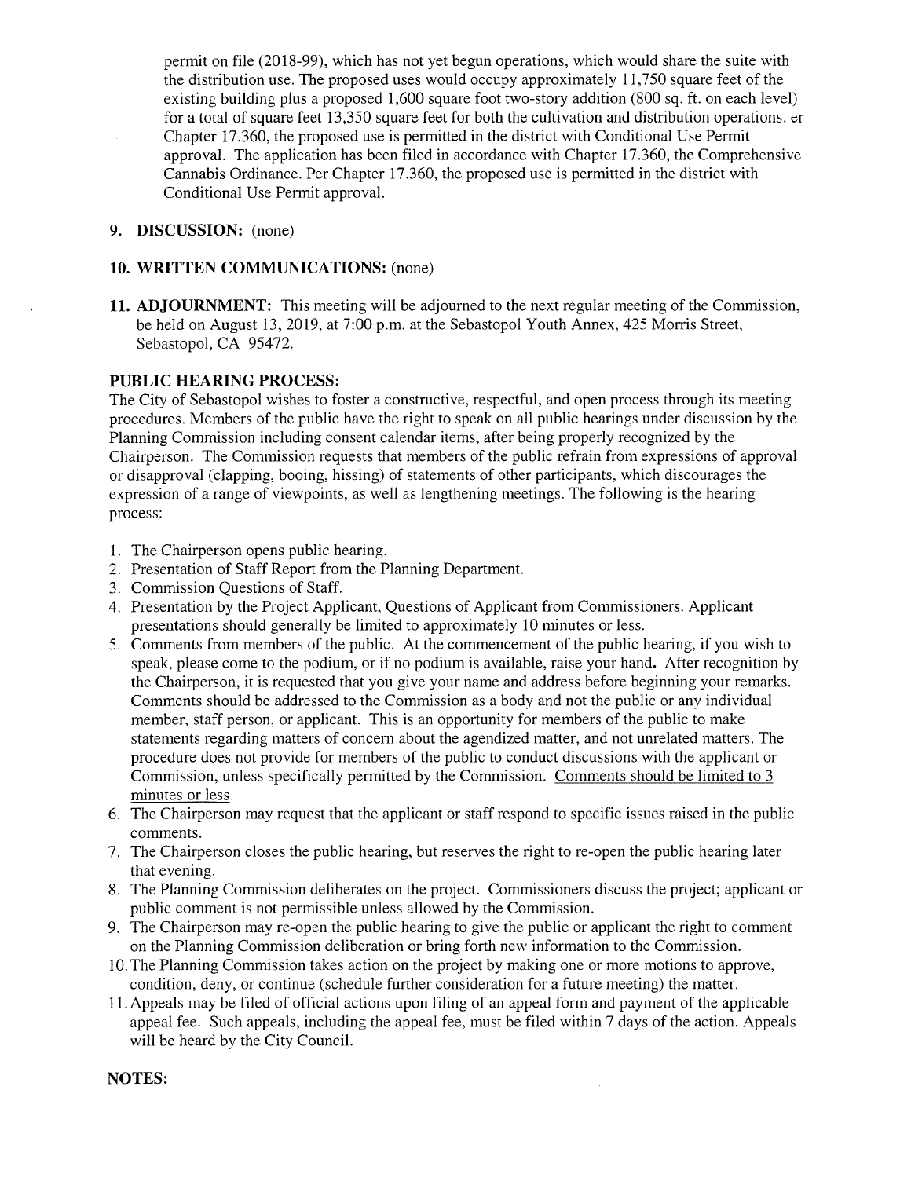permit on file (2018-99), which has not yet begun operations, which would share the suite with the distribution use. The proposed uses would occupy approximately 11,750 square feet of the existing building plus a proposed 1,600 square foot two-story addition (800 sq. ft. on each level) for a total of square feet 13,350 square feet for both the cultivation and distribution operations. er Chapter 17.360, the proposed use is permitted in the district with Conditional Use Permit approval. The application has been filed in accordance with Chapter 17.360, the Comprehensive Cannabis Ordinance. Per Chapter 17.360, the proposed use is permitted in the district with Conditional Use Permit approval.

9. **DISCUSSION:** (none)

10. **WRITTEN COMMUNICATIONS:** (none)

11. **ADJOURNMENT:** This meeting will be adjourned to the next regular meeting of the Commission, be held on August 13, 2019, at 7:00 p.m. at the Sebastopol Youth Annex, 425 Morris Street, Sebastopol, CA 95472.

**PUBLIC HEARING PROCESS:**

The City of Sebastopol wishes to foster a constructive, respectful, and open process through its meeting procedures. Members of the public have the right to speak on all public hearings under discussion by the Planning Commission including consent calendar items, after being properly recognized by the Chairperson. The Commission requests that members of the public refrain from expressions of approval or disapproval (clapping, booing, hissing) of statements of other participants, which discourages the expression of a range of viewpoints, as well as lengthening meetings. The following is the hearing process:

1. The Chairperson opens public hearing.
2. Presentation of Staff Report from the Planning Department.
3. Commission Questions of Staff.
4. Presentation by the Project Applicant, Questions of Applicant from Commissioners. Applicant presentations should generally be limited to approximately 10 minutes or less.
5. Comments from members of the public. At the commencement of the public hearing, if you wish to speak, please come to the podium, or if no podium is available, raise your hand. After recognition by the Chairperson, it is requested that you give your name and address before beginning your remarks. Comments should be addressed to the Commission as a body and not the public or any individual member, staff person, or applicant. This is an opportunity for members of the public to make statements regarding matters of concern about the agendized matter, and not unrelated matters. The procedure does not provide for members of the public to conduct discussions with the applicant or Commission, unless specifically permitted by the Commission. <u>Comments should be limited to 3 minutes or less.</u>
6. The Chairperson may request that the applicant or staff respond to specific issues raised in the public comments.
7. The Chairperson closes the public hearing, but reserves the right to re-open the public hearing later that evening.
8. The Planning Commission deliberates on the project. Commissioners discuss the project; applicant or public comment is not permissible unless allowed by the Commission.
9. The Chairperson may re-open the public hearing to give the public or applicant the right to comment on the Planning Commission deliberation or bring forth new information to the Commission.
10. The Planning Commission takes action on the project by making one or more motions to approve, condition, deny, or continue (schedule further consideration for a future meeting) the matter.
11. Appeals may be filed of official actions upon filing of an appeal form and payment of the applicable appeal fee. Such appeals, including the appeal fee, must be filed within 7 days of the action. Appeals will be heard by the City Council.

**NOTES:**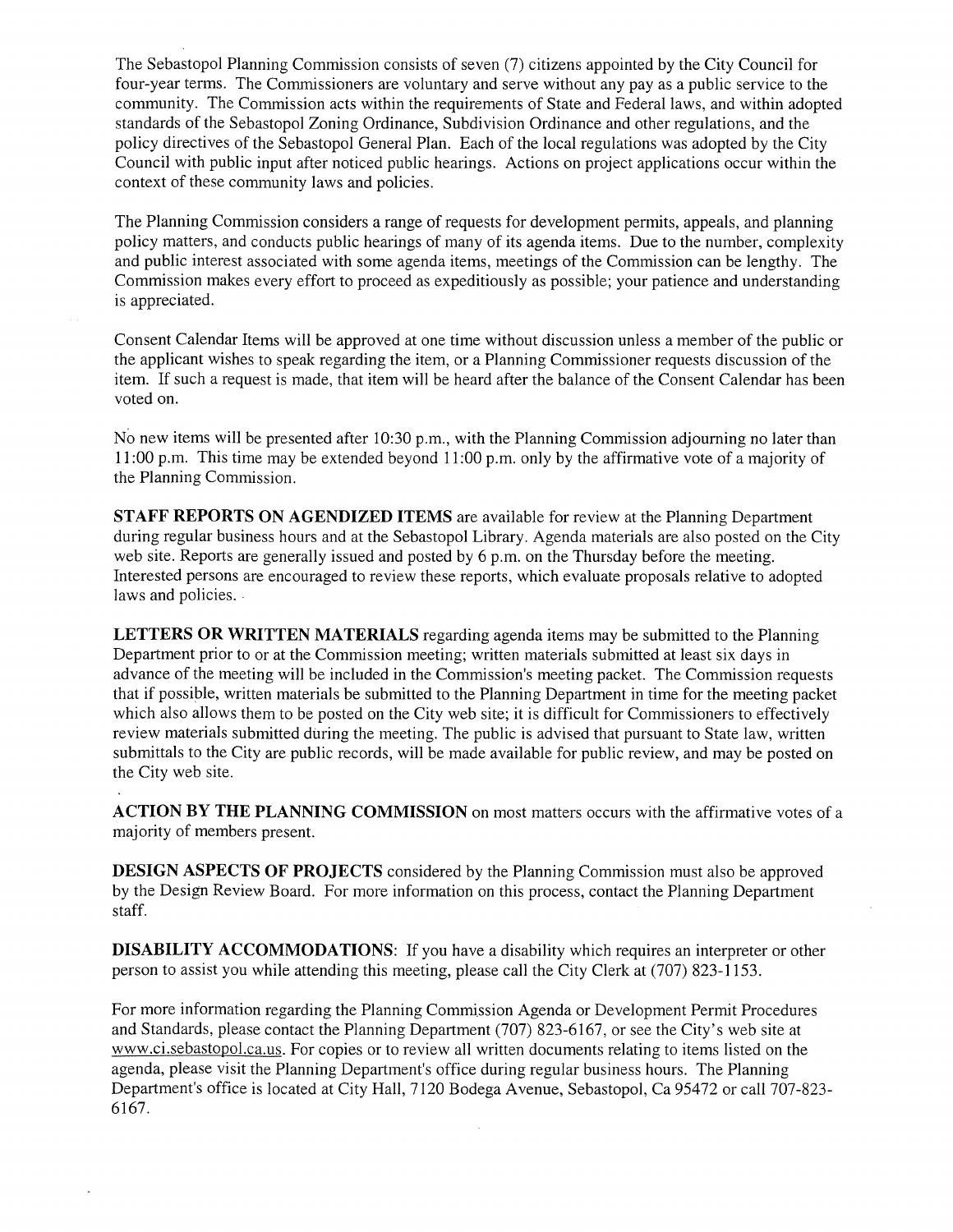The Sebastopol Planning Commission consists of seven (7) citizens appointed by the City Council for four-year terms. The Commissioners are voluntary and serve without any pay as a public service to the community. The Commission acts within the requirements of State and Federal laws, and within adopted standards of the Sebastopol Zoning Ordinance, Subdivision Ordinance and other regulations, and the policy directives of the Sebastopol General Plan. Each of the local regulations was adopted by the City Council with public input after noticed public hearings. Actions on project applications occur within the context of these community laws and policies.

The Planning Commission considers a range of requests for development permits, appeals, and planning policy matters, and conducts public hearings of many of its agenda items. Due to the number, complexity and public interest associated with some agenda items, meetings of the Commission can be lengthy. The Commission makes every effort to proceed as expeditiously as possible; your patience and understanding is appreciated.

Consent Calendar Items will be approved at one time without discussion unless a member of the public or the applicant wishes to speak regarding the item, or a Planning Commissioner requests discussion of the item. If such a request is made, that item will be heard after the balance of the Consent Calendar has been voted on.

No new items will be presented after 10:30 p.m., with the Planning Commission adjourning no later than 11:00 p.m. This time may be extended beyond 11:00 p.m. only by the affirmative vote of a majority of the Planning Commission.

**STAFF REPORTS ON AGENDIZED ITEMS** are available for review at the Planning Department during regular business hours and at the Sebastopol Library. Agenda materials are also posted on the City web site. Reports are generally issued and posted by 6 p.m. on the Thursday before the meeting. Interested persons are encouraged to review these reports, which evaluate proposals relative to adopted laws and policies.

**LETTERS OR WRITTEN MATERIALS** regarding agenda items may be submitted to the Planning Department prior to or at the Commission meeting; written materials submitted at least six days in advance of the meeting will be included in the Commission's meeting packet. The Commission requests that if possible, written materials be submitted to the Planning Department in time for the meeting packet which also allows them to be posted on the City web site; it is difficult for Commissioners to effectively review materials submitted during the meeting. The public is advised that pursuant to State law, written submittals to the City are public records, will be made available for public review, and may be posted on the City web site.

**ACTION BY THE PLANNING COMMISSION** on most matters occurs with the affirmative votes of a majority of members present.

**DESIGN ASPECTS OF PROJECTS** considered by the Planning Commission must also be approved by the Design Review Board. For more information on this process, contact the Planning Department staff.

**DISABILITY ACCOMMODATIONS**: If you have a disability which requires an interpreter or other person to assist you while attending this meeting, please call the City Clerk at (707) 823-1153.

For more information regarding the Planning Commission Agenda or Development Permit Procedures and Standards, please contact the Planning Department (707) 823-6167, or see the City's web site at www.ci.sebastopol.ca.us. For copies or to review all written documents relating to items listed on the agenda, please visit the Planning Department's office during regular business hours. The Planning Department's office is located at City Hall, 7120 Bodega Avenue, Sebastopol, Ca 95472 or call 707-823-6167.